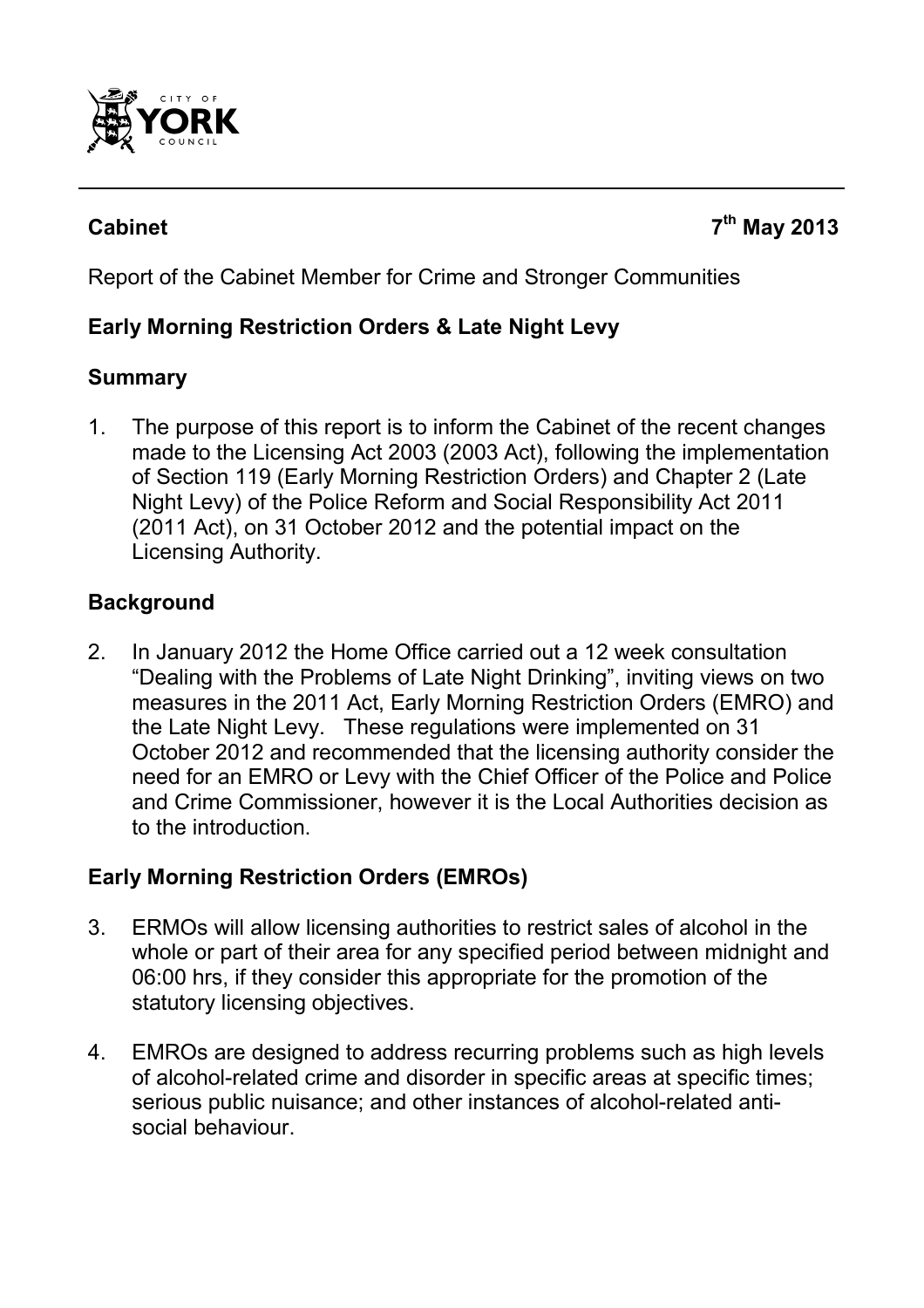**Cabinet** **7th May 2013**

Report of the Cabinet Member for Crime and Stronger Communities

## Early Morning Restriction Orders & Late Night Levy

### Summary

1. The purpose of this report is to inform the Cabinet of the recent changes made to the Licensing Act 2003 (2003 Act), following the implementation of Section 119 (Early Morning Restriction Orders) and Chapter 2 (Late Night Levy) of the Police Reform and Social Responsibility Act 2011 (2011 Act), on 31 October 2012 and the potential impact on the Licensing Authority.

### Background

2. In January 2012 the Home Office carried out a 12 week consultation "Dealing with the Problems of Late Night Drinking", inviting views on two measures in the 2011 Act, Early Morning Restriction Orders (EMRO) and the Late Night Levy. These regulations were implemented on 31 October 2012 and recommended that the licensing authority consider the need for an EMRO or Levy with the Chief Officer of the Police and Police and Crime Commissioner, however it is the Local Authorities decision as to the introduction.

### Early Morning Restriction Orders (EMROs)

3. ERMOs will allow licensing authorities to restrict sales of alcohol in the whole or part of their area for any specified period between midnight and 06:00 hrs, if they consider this appropriate for the promotion of the statutory licensing objectives.

4. EMROs are designed to address recurring problems such as high levels of alcohol-related crime and disorder in specific areas at specific times; serious public nuisance; and other instances of alcohol-related anti-social behaviour.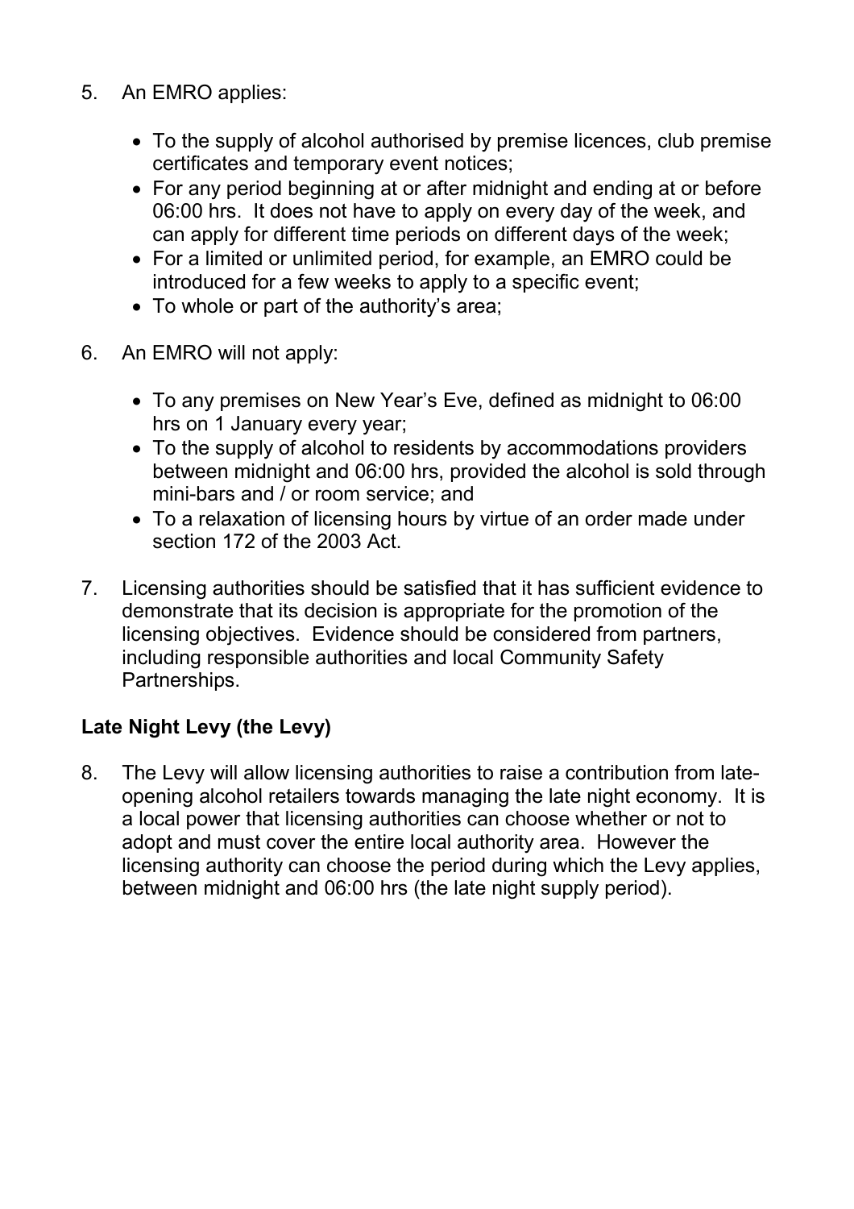5. An EMRO applies:

   - To the supply of alcohol authorised by premise licences, club premise certificates and temporary event notices;
   - For any period beginning at or after midnight and ending at or before 06:00 hrs. It does not have to apply on every day of the week, and can apply for different time periods on different days of the week;
   - For a limited or unlimited period, for example, an EMRO could be introduced for a few weeks to apply to a specific event;
   - To whole or part of the authority's area;

6. An EMRO will not apply:

   - To any premises on New Year's Eve, defined as midnight to 06:00 hrs on 1 January every year;
   - To the supply of alcohol to residents by accommodations providers between midnight and 06:00 hrs, provided the alcohol is sold through mini-bars and / or room service; and
   - To a relaxation of licensing hours by virtue of an order made under section 172 of the 2003 Act.

7. Licensing authorities should be satisfied that it has sufficient evidence to demonstrate that its decision is appropriate for the promotion of the licensing objectives. Evidence should be considered from partners, including responsible authorities and local Community Safety Partnerships.

**Late Night Levy (the Levy)**

8. The Levy will allow licensing authorities to raise a contribution from late-opening alcohol retailers towards managing the late night economy. It is a local power that licensing authorities can choose whether or not to adopt and must cover the entire local authority area. However the licensing authority can choose the period during which the Levy applies, between midnight and 06:00 hrs (the late night supply period).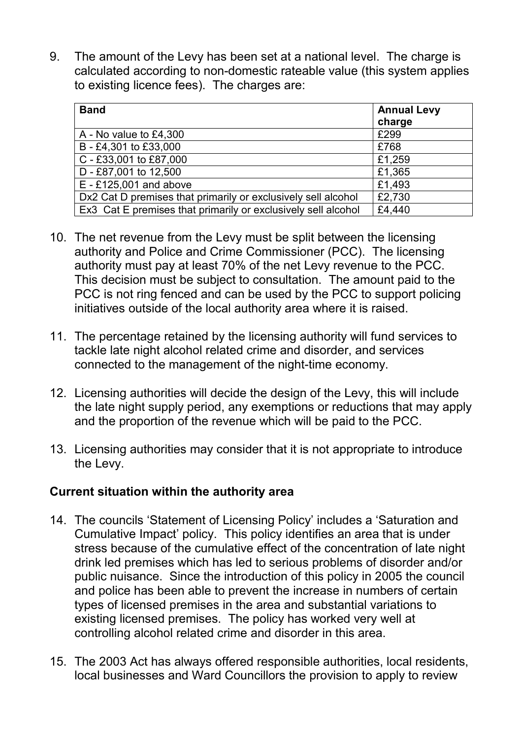9. The amount of the Levy has been set at a national level. The charge is calculated according to non-domestic rateable value (this system applies to existing licence fees). The charges are:

| Band | Annual Levy charge |
|---|---|
| A - No value to £4,300 | £299 |
| B - £4,301 to £33,000 | £768 |
| C - £33,001 to £87,000 | £1,259 |
| D - £87,001 to 12,500 | £1,365 |
| E - £125,001 and above | £1,493 |
| Dx2 Cat D premises that primarily or exclusively sell alcohol | £2,730 |
| Ex3 Cat E premises that primarily or exclusively sell alcohol | £4,440 |

10. The net revenue from the Levy must be split between the licensing authority and Police and Crime Commissioner (PCC). The licensing authority must pay at least 70% of the net Levy revenue to the PCC. This decision must be subject to consultation. The amount paid to the PCC is not ring fenced and can be used by the PCC to support policing initiatives outside of the local authority area where it is raised.

11. The percentage retained by the licensing authority will fund services to tackle late night alcohol related crime and disorder, and services connected to the management of the night-time economy.

12. Licensing authorities will decide the design of the Levy, this will include the late night supply period, any exemptions or reductions that may apply and the proportion of the revenue which will be paid to the PCC.

13. Licensing authorities may consider that it is not appropriate to introduce the Levy.

**Current situation within the authority area**

14. The councils 'Statement of Licensing Policy' includes a 'Saturation and Cumulative Impact' policy. This policy identifies an area that is under stress because of the cumulative effect of the concentration of late night drink led premises which has led to serious problems of disorder and/or public nuisance. Since the introduction of this policy in 2005 the council and police has been able to prevent the increase in numbers of certain types of licensed premises in the area and substantial variations to existing licensed premises. The policy has worked very well at controlling alcohol related crime and disorder in this area.

15. The 2003 Act has always offered responsible authorities, local residents, local businesses and Ward Councillors the provision to apply to review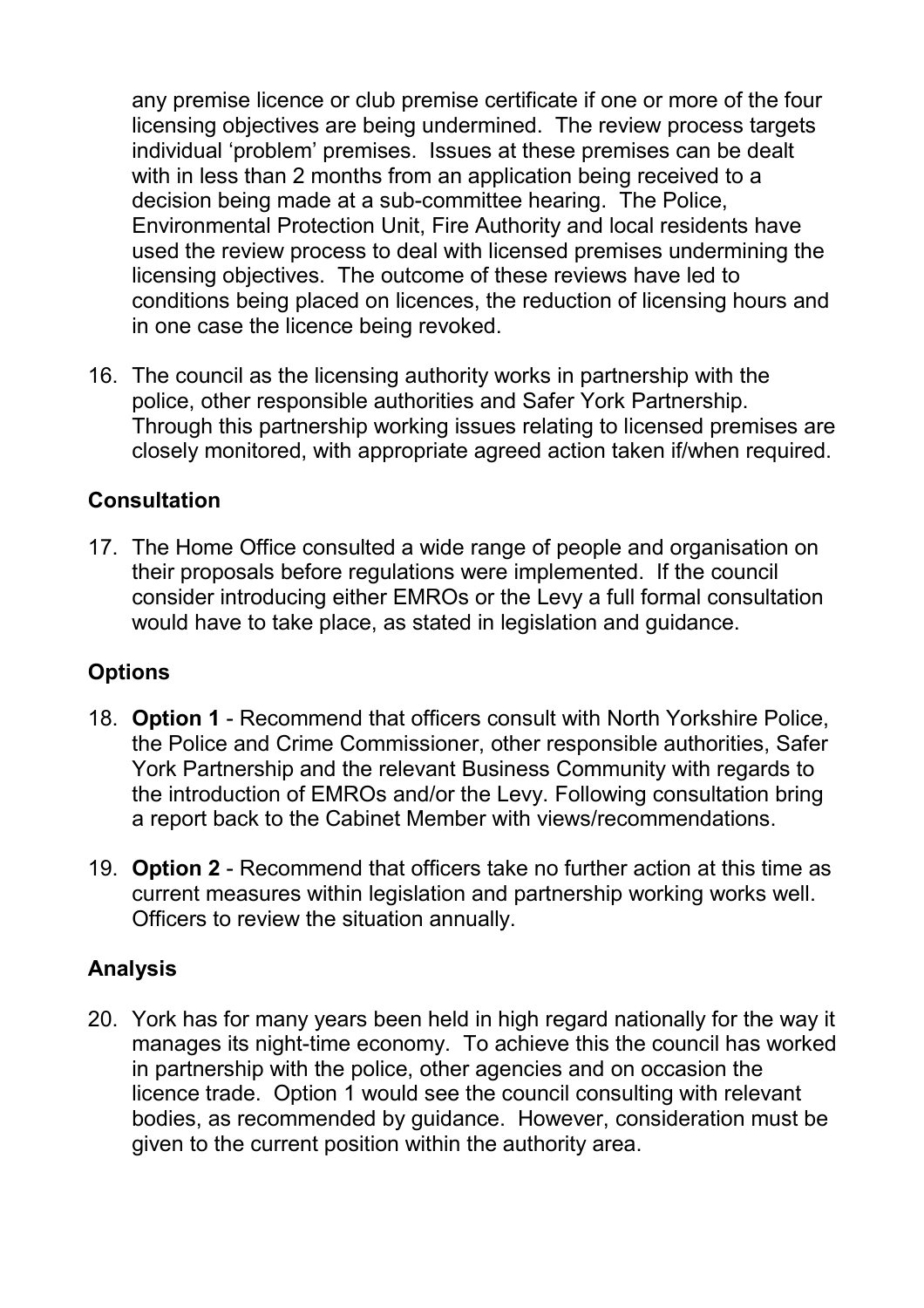any premise licence or club premise certificate if one or more of the four licensing objectives are being undermined. The review process targets individual 'problem' premises. Issues at these premises can be dealt with in less than 2 months from an application being received to a decision being made at a sub-committee hearing. The Police, Environmental Protection Unit, Fire Authority and local residents have used the review process to deal with licensed premises undermining the licensing objectives. The outcome of these reviews have led to conditions being placed on licences, the reduction of licensing hours and in one case the licence being revoked.

16. The council as the licensing authority works in partnership with the police, other responsible authorities and Safer York Partnership. Through this partnership working issues relating to licensed premises are closely monitored, with appropriate agreed action taken if/when required.

## Consultation

17. The Home Office consulted a wide range of people and organisation on their proposals before regulations were implemented. If the council consider introducing either EMROs or the Levy a full formal consultation would have to take place, as stated in legislation and guidance.

## Options

18. **Option 1** - Recommend that officers consult with North Yorkshire Police, the Police and Crime Commissioner, other responsible authorities, Safer York Partnership and the relevant Business Community with regards to the introduction of EMROs and/or the Levy. Following consultation bring a report back to the Cabinet Member with views/recommendations.

19. **Option 2** - Recommend that officers take no further action at this time as current measures within legislation and partnership working works well. Officers to review the situation annually.

## Analysis

20. York has for many years been held in high regard nationally for the way it manages its night-time economy. To achieve this the council has worked in partnership with the police, other agencies and on occasion the licence trade. Option 1 would see the council consulting with relevant bodies, as recommended by guidance. However, consideration must be given to the current position within the authority area.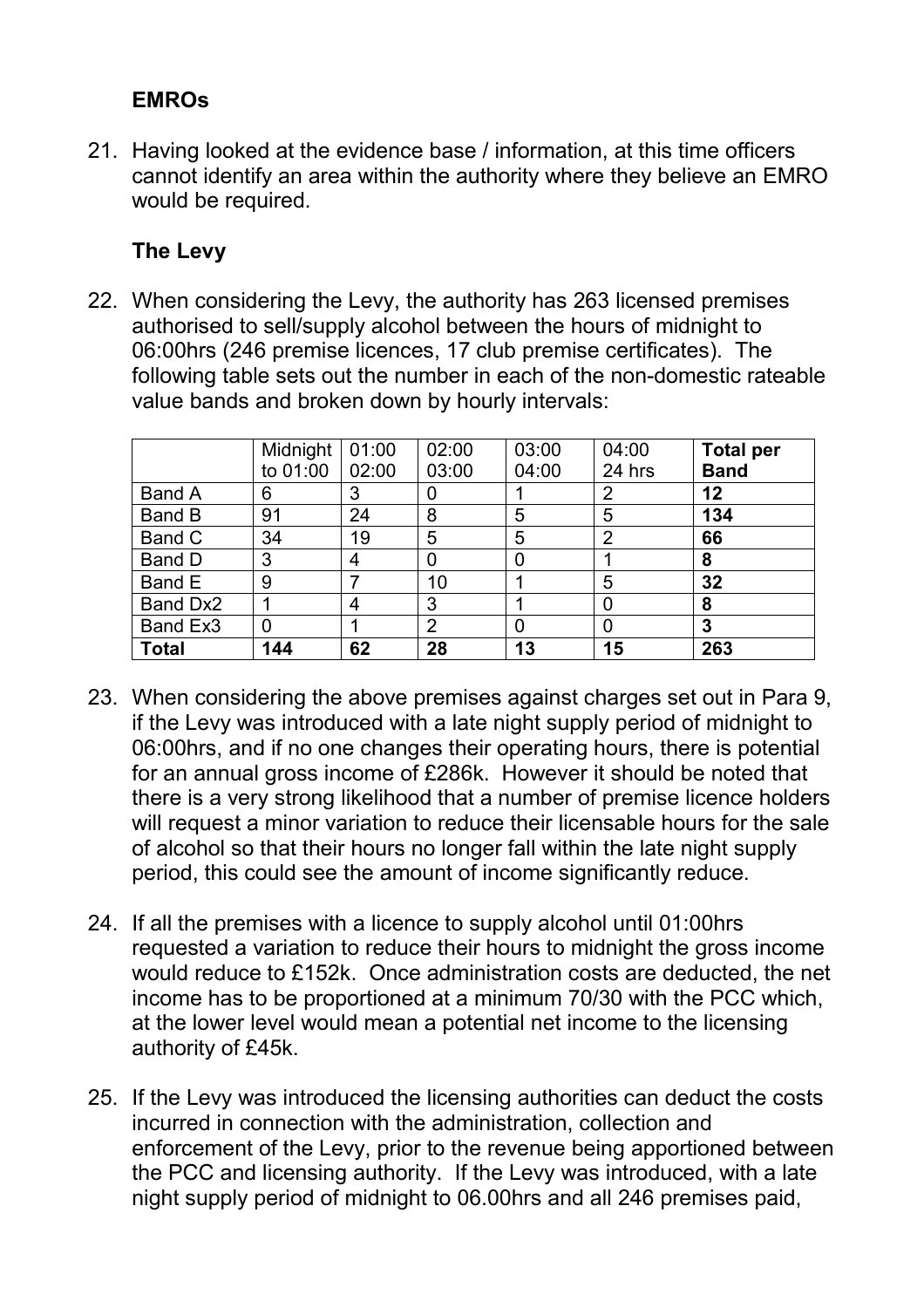### EMROs

21. Having looked at the evidence base / information, at this time officers cannot identify an area within the authority where they believe an EMRO would be required.

### The Levy

22. When considering the Levy, the authority has 263 licensed premises authorised to sell/supply alcohol between the hours of midnight to 06:00hrs (246 premise licences, 17 club premise certificates). The following table sets out the number in each of the non-domestic rateable value bands and broken down by hourly intervals:

| | Midnight to 01:00 | 01:00 02:00 | 02:00 03:00 | 03:00 04:00 | 04:00 24 hrs | **Total per Band** |
|---|---|---|---|---|---|---|
| Band A | 6 | 3 | 0 | 1 | 2 | **12** |
| Band B | 91 | 24 | 8 | 5 | 5 | **134** |
| Band C | 34 | 19 | 5 | 5 | 2 | **66** |
| Band D | 3 | 4 | 0 | 0 | 1 | **8** |
| Band E | 9 | 7 | 10 | 1 | 5 | **32** |
| Band Dx2 | 1 | 4 | 3 | 1 | 0 | **8** |
| Band Ex3 | 0 | 1 | 2 | 0 | 0 | **3** |
| **Total** | **144** | **62** | **28** | **13** | **15** | **263** |

23. When considering the above premises against charges set out in Para 9, if the Levy was introduced with a late night supply period of midnight to 06:00hrs, and if no one changes their operating hours, there is potential for an annual gross income of £286k. However it should be noted that there is a very strong likelihood that a number of premise licence holders will request a minor variation to reduce their licensable hours for the sale of alcohol so that their hours no longer fall within the late night supply period, this could see the amount of income significantly reduce.

24. If all the premises with a licence to supply alcohol until 01:00hrs requested a variation to reduce their hours to midnight the gross income would reduce to £152k. Once administration costs are deducted, the net income has to be proportioned at a minimum 70/30 with the PCC which, at the lower level would mean a potential net income to the licensing authority of £45k.

25. If the Levy was introduced the licensing authorities can deduct the costs incurred in connection with the administration, collection and enforcement of the Levy, prior to the revenue being apportioned between the PCC and licensing authority. If the Levy was introduced, with a late night supply period of midnight to 06.00hrs and all 246 premises paid,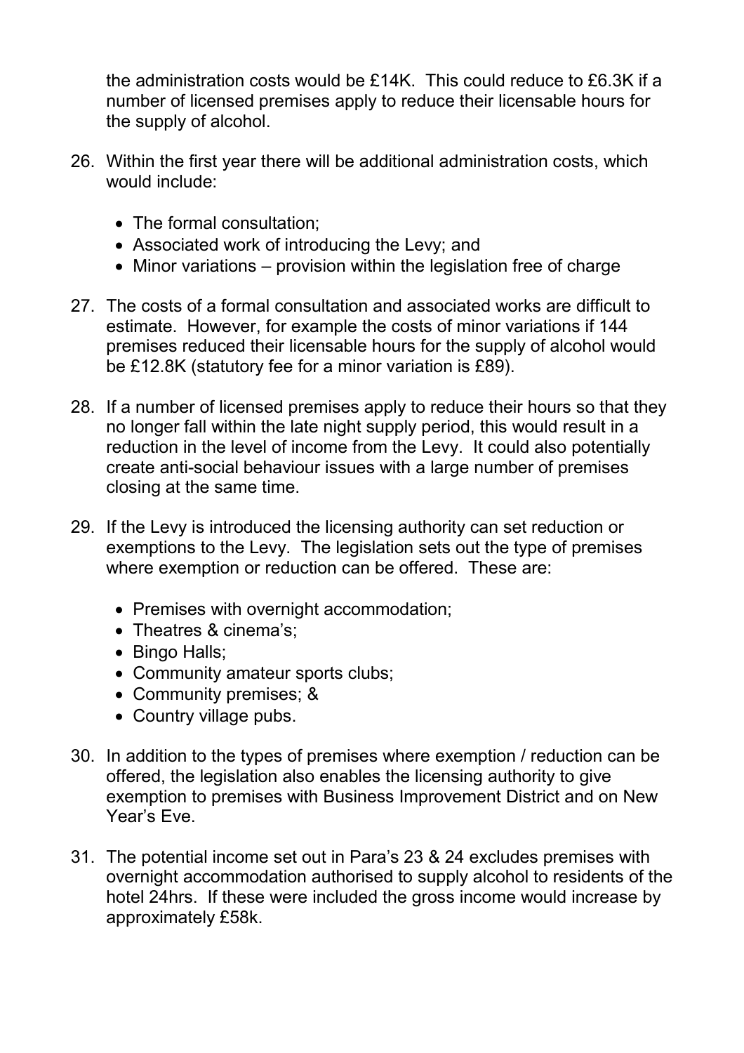the administration costs would be £14K. This could reduce to £6.3K if a number of licensed premises apply to reduce their licensable hours for the supply of alcohol.

26. Within the first year there will be additional administration costs, which would include:

    - The formal consultation;
    - Associated work of introducing the Levy; and
    - Minor variations – provision within the legislation free of charge

27. The costs of a formal consultation and associated works are difficult to estimate. However, for example the costs of minor variations if 144 premises reduced their licensable hours for the supply of alcohol would be £12.8K (statutory fee for a minor variation is £89).

28. If a number of licensed premises apply to reduce their hours so that they no longer fall within the late night supply period, this would result in a reduction in the level of income from the Levy. It could also potentially create anti-social behaviour issues with a large number of premises closing at the same time.

29. If the Levy is introduced the licensing authority can set reduction or exemptions to the Levy. The legislation sets out the type of premises where exemption or reduction can be offered. These are:

    - Premises with overnight accommodation;
    - Theatres & cinema's;
    - Bingo Halls;
    - Community amateur sports clubs;
    - Community premises; &
    - Country village pubs.

30. In addition to the types of premises where exemption / reduction can be offered, the legislation also enables the licensing authority to give exemption to premises with Business Improvement District and on New Year's Eve.

31. The potential income set out in Para's 23 & 24 excludes premises with overnight accommodation authorised to supply alcohol to residents of the hotel 24hrs. If these were included the gross income would increase by approximately £58k.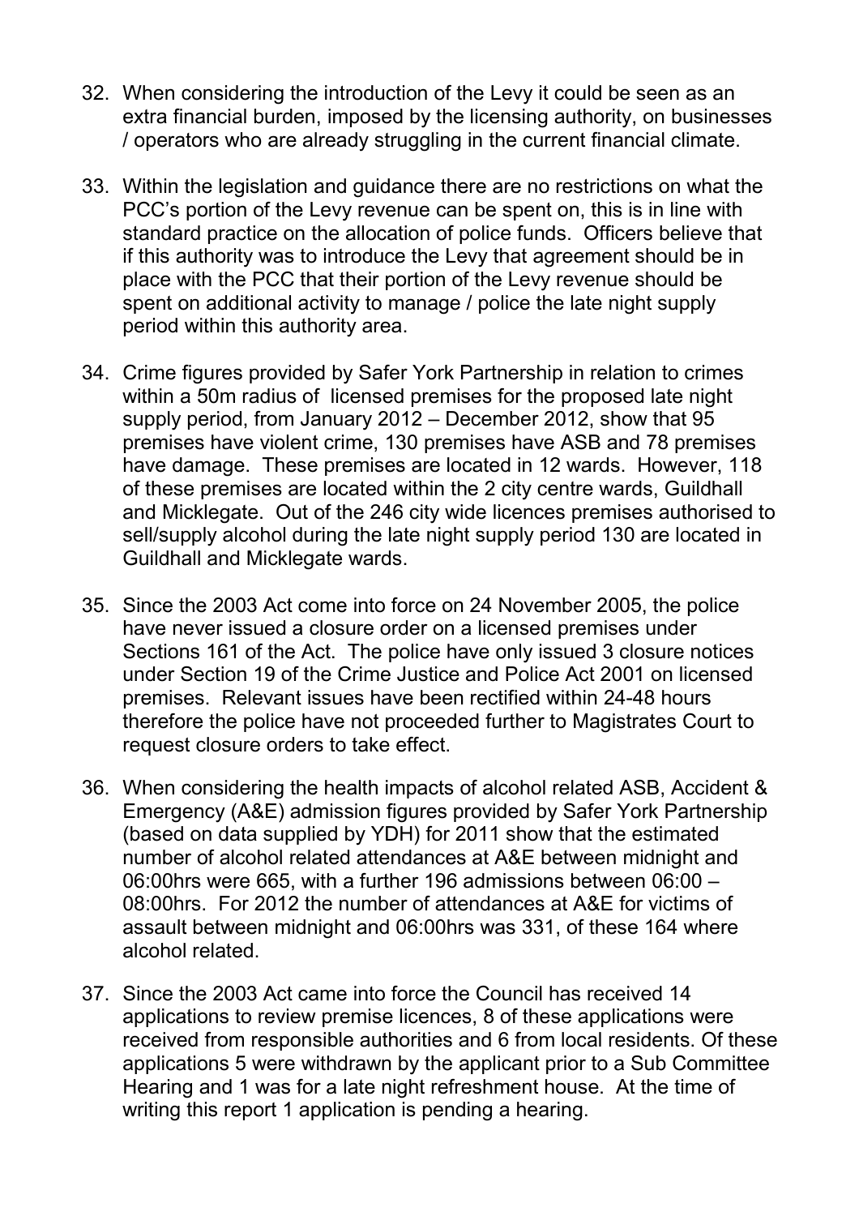32. When considering the introduction of the Levy it could be seen as an extra financial burden, imposed by the licensing authority, on businesses / operators who are already struggling in the current financial climate.

33. Within the legislation and guidance there are no restrictions on what the PCC's portion of the Levy revenue can be spent on, this is in line with standard practice on the allocation of police funds. Officers believe that if this authority was to introduce the Levy that agreement should be in place with the PCC that their portion of the Levy revenue should be spent on additional activity to manage / police the late night supply period within this authority area.

34. Crime figures provided by Safer York Partnership in relation to crimes within a 50m radius of licensed premises for the proposed late night supply period, from January 2012 – December 2012, show that 95 premises have violent crime, 130 premises have ASB and 78 premises have damage. These premises are located in 12 wards. However, 118 of these premises are located within the 2 city centre wards, Guildhall and Micklegate. Out of the 246 city wide licences premises authorised to sell/supply alcohol during the late night supply period 130 are located in Guildhall and Micklegate wards.

35. Since the 2003 Act come into force on 24 November 2005, the police have never issued a closure order on a licensed premises under Sections 161 of the Act. The police have only issued 3 closure notices under Section 19 of the Crime Justice and Police Act 2001 on licensed premises. Relevant issues have been rectified within 24-48 hours therefore the police have not proceeded further to Magistrates Court to request closure orders to take effect.

36. When considering the health impacts of alcohol related ASB, Accident & Emergency (A&E) admission figures provided by Safer York Partnership (based on data supplied by YDH) for 2011 show that the estimated number of alcohol related attendances at A&E between midnight and 06:00hrs were 665, with a further 196 admissions between 06:00 – 08:00hrs. For 2012 the number of attendances at A&E for victims of assault between midnight and 06:00hrs was 331, of these 164 where alcohol related.

37. Since the 2003 Act came into force the Council has received 14 applications to review premise licences, 8 of these applications were received from responsible authorities and 6 from local residents. Of these applications 5 were withdrawn by the applicant prior to a Sub Committee Hearing and 1 was for a late night refreshment house. At the time of writing this report 1 application is pending a hearing.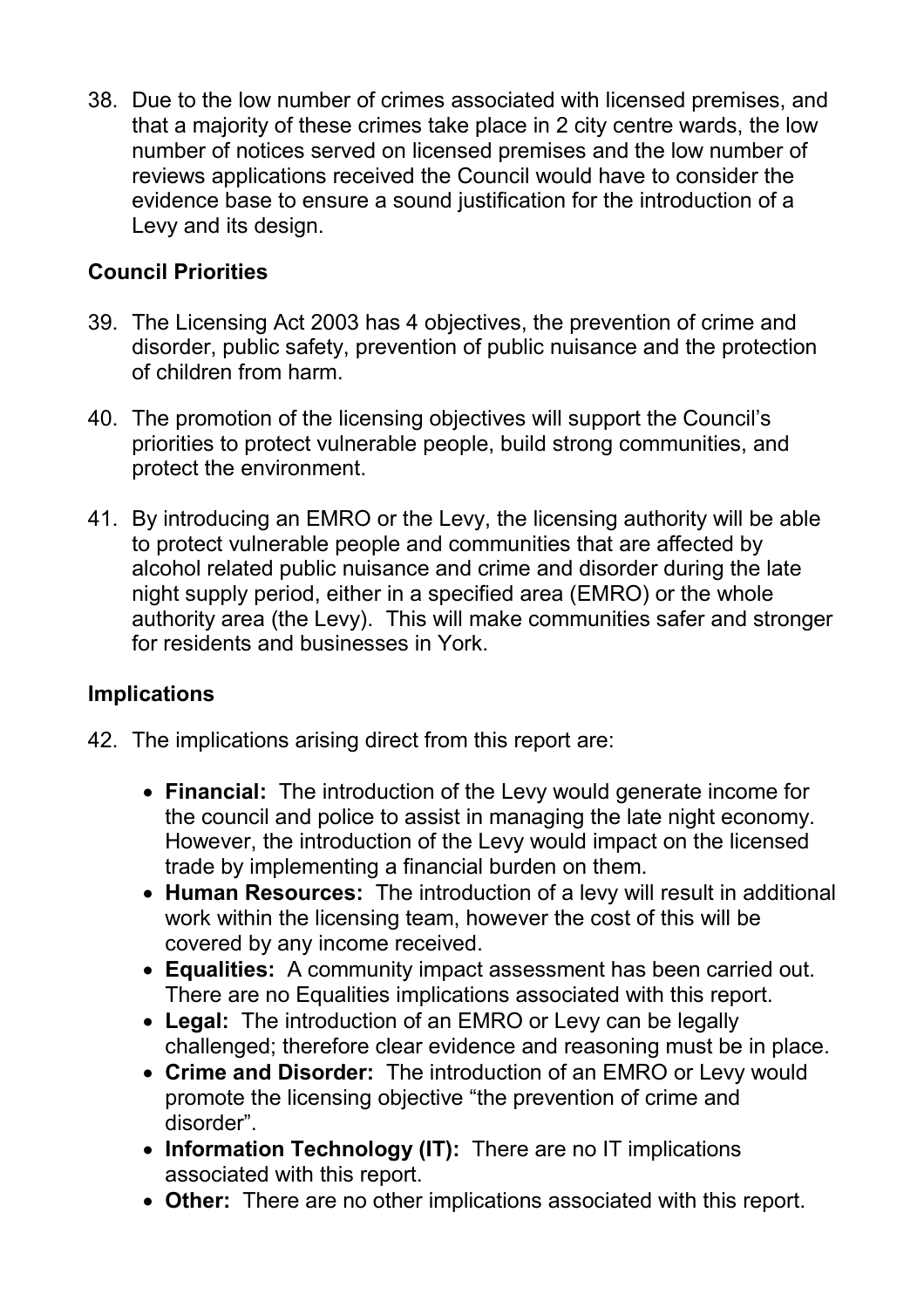38. Due to the low number of crimes associated with licensed premises, and that a majority of these crimes take place in 2 city centre wards, the low number of notices served on licensed premises and the low number of reviews applications received the Council would have to consider the evidence base to ensure a sound justification for the introduction of a Levy and its design.

## Council Priorities

39. The Licensing Act 2003 has 4 objectives, the prevention of crime and disorder, public safety, prevention of public nuisance and the protection of children from harm.

40. The promotion of the licensing objectives will support the Council's priorities to protect vulnerable people, build strong communities, and protect the environment.

41. By introducing an EMRO or the Levy, the licensing authority will be able to protect vulnerable people and communities that are affected by alcohol related public nuisance and crime and disorder during the late night supply period, either in a specified area (EMRO) or the whole authority area (the Levy). This will make communities safer and stronger for residents and businesses in York.

## Implications

42. The implications arising direct from this report are:

- **Financial:** The introduction of the Levy would generate income for the council and police to assist in managing the late night economy. However, the introduction of the Levy would impact on the licensed trade by implementing a financial burden on them.
- **Human Resources:** The introduction of a levy will result in additional work within the licensing team, however the cost of this will be covered by any income received.
- **Equalities:** A community impact assessment has been carried out. There are no Equalities implications associated with this report.
- **Legal:** The introduction of an EMRO or Levy can be legally challenged; therefore clear evidence and reasoning must be in place.
- **Crime and Disorder:** The introduction of an EMRO or Levy would promote the licensing objective "the prevention of crime and disorder".
- **Information Technology (IT):** There are no IT implications associated with this report.
- **Other:** There are no other implications associated with this report.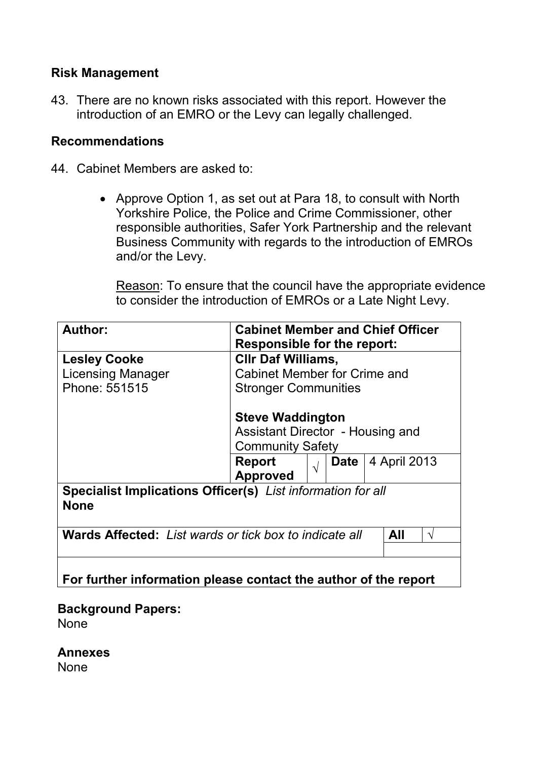## Risk Management

43. There are no known risks associated with this report. However the introduction of an EMRO or the Levy can legally challenged.

## Recommendations

44. Cabinet Members are asked to:

- Approve Option 1, as set out at Para 18, to consult with North Yorkshire Police, the Police and Crime Commissioner, other responsible authorities, Safer York Partnership and the relevant Business Community with regards to the introduction of EMROs and/or the Levy.

  Reason: To ensure that the council have the appropriate evidence to consider the introduction of EMROs or a Late Night Levy.

| **Author:** | **Cabinet Member and Chief Officer Responsible for the report:** | | | | |
|---|---|---|---|---|---|
| **Lesley Cooke**<br>Licensing Manager<br>Phone: 551515 | **Cllr Daf Williams,**<br>Cabinet Member for Crime and Stronger Communities<br><br>**Steve Waddington**<br>Assistant Director - Housing and Community Safety | | | | |
| | **Report Approved** | √ | **Date** | 4 April 2013 | |
| **Specialist Implications Officer(s)** *List information for all*<br>**None** | | | | | |
| **Wards Affected:** *List wards or tick box to indicate all* | | | | **All** | √ |
| **For further information please contact the author of the report** | | | | | |

**Background Papers:**
None

**Annexes**
None